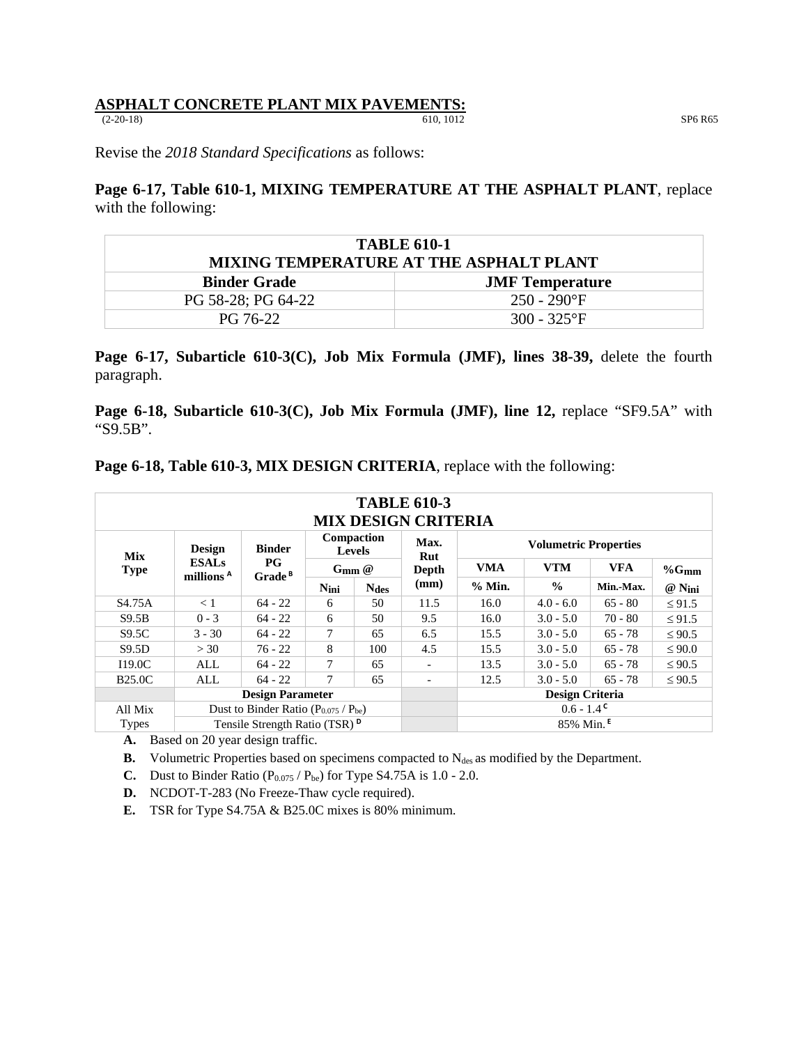## ASPHALT CONCRETE PLANT MIX PAVEMENTS:

(2-20-18) 610, 1012 SP6 R65

Revise the *2018 Standard Specifications* as follows:

**Page 6-17, Table 610-1, MIXING TEMPERATURE AT THE ASPHALT PLANT**, replace with the following:

| TABLE 610-1 MIXING TEMPERATURE AT THE ASPHALT PLANT | |
|---|---|
| **Binder Grade** | **JMF Temperature** |
| PG 58-28; PG 64-22 | 250 - 290°F |
| PG 76-22 | 300 - 325°F |

**Page 6-17, Subarticle 610-3(C), Job Mix Formula (JMF), lines 38-39,** delete the fourth paragraph.

**Page 6-18, Subarticle 610-3(C), Job Mix Formula (JMF), line 12,** replace “SF9.5A” with “S9.5B”.

**Page 6-18, Table 610-3, MIX DESIGN CRITERIA**, replace with the following:

| TABLE 610-3 MIX DESIGN CRITERIA | | | | | | | | | |
|---|---|---|---|---|---|---|---|---|---|
| **Mix Type** | **Design ESALs millions** [A] | **Binder PG Grade** [B] | **Compaction Levels $G_{mm}$ @** | | **Max. Rut Depth (mm)** | **Volumetric Properties** | | | |
| | | | **$N_{ini}$** | **$N_{des}$** | | **VMA % Min.** | **VTM %** | **VFA Min.-Max.** | **%$G_{mm}$ @ $N_{ini}$** |
| S4.75A | < 1 | 64 - 22 | 6 | 50 | 11.5 | 16.0 | 4.0 - 6.0 | 65 - 80 | ≤ 91.5 |
| S9.5B | 0 - 3 | 64 - 22 | 6 | 50 | 9.5 | 16.0 | 3.0 - 5.0 | 70 - 80 | ≤ 91.5 |
| S9.5C | 3 - 30 | 64 - 22 | 7 | 65 | 6.5 | 15.5 | 3.0 - 5.0 | 65 - 78 | ≤ 90.5 |
| S9.5D | > 30 | 76 - 22 | 8 | 100 | 4.5 | 15.5 | 3.0 - 5.0 | 65 - 78 | ≤ 90.0 |
| I19.0C | ALL | 64 - 22 | 7 | 65 | - | 13.5 | 3.0 - 5.0 | 65 - 78 | ≤ 90.5 |
| B25.0C | ALL | 64 - 22 | 7 | 65 | - | 12.5 | 3.0 - 5.0 | 65 - 78 | ≤ 90.5 |
| | **Design Parameter** | | | | | **Design Criteria** | | | |
| All Mix Types | Dust to Binder Ratio ($P_{0.075}$ / $P_{be}$) | | | | | 0.6 - 1.4 [C] | | | |
| | Tensile Strength Ratio (TSR) [D] | | | | | 85% Min. [E] | | | |

**A.** Based on 20 year design traffic.

**B.** Volumetric Properties based on specimens compacted to $N_{des}$ as modified by the Department.

**C.** Dust to Binder Ratio ($P_{0.075}$ / $P_{be}$) for Type S4.75A is 1.0 - 2.0.

**D.** NCDOT-T-283 (No Freeze-Thaw cycle required).

**E.** TSR for Type S4.75A & B25.0C mixes is 80% minimum.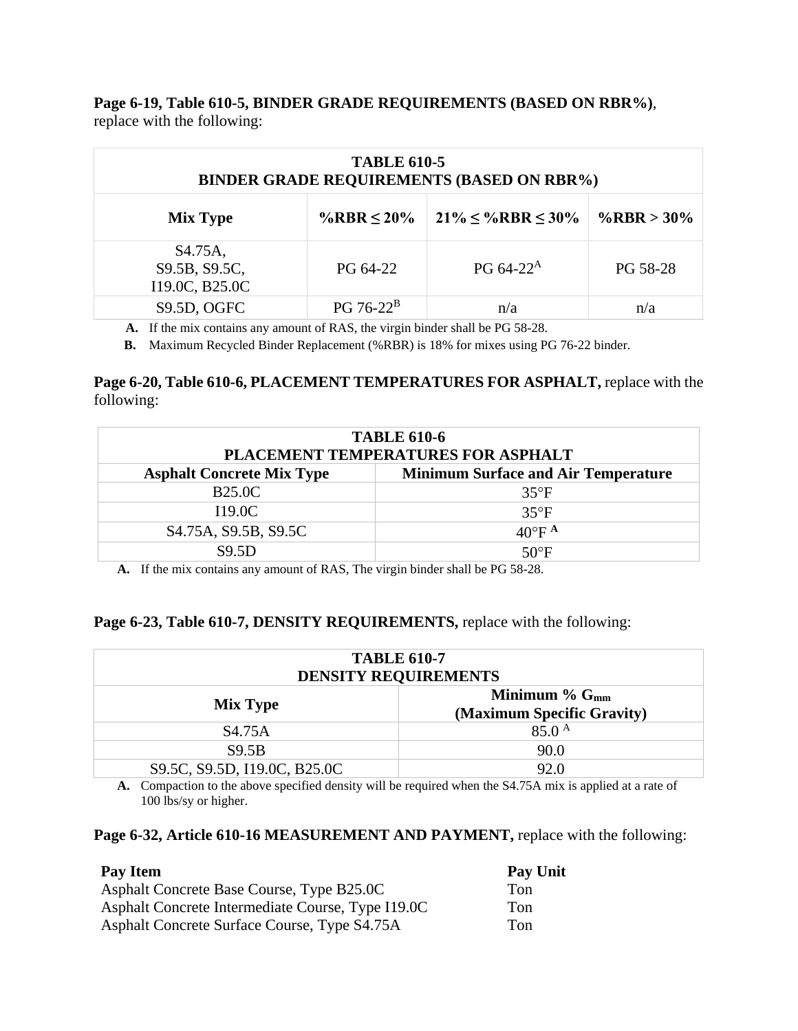**Page 6-19, Table 610-5, BINDER GRADE REQUIREMENTS (BASED ON RBR%)**, replace with the following:

| TABLE 610-5<br>BINDER GRADE REQUIREMENTS (BASED ON RBR%) | | | |
|---|---|---|---|
| **Mix Type** | **%RBR ≤ 20%** | **21% ≤ %RBR ≤ 30%** | **%RBR > 30%** |
| S4.75A,<br>S9.5B, S9.5C,<br>I19.0C, B25.0C | PG 64-22 | PG 64-22[A] | PG 58-28 |
| S9.5D, OGFC | PG 76-22[B] | n/a | n/a |

**A.** If the mix contains any amount of RAS, the virgin binder shall be PG 58-28.

**B.** Maximum Recycled Binder Replacement (%RBR) is 18% for mixes using PG 76-22 binder.

**Page 6-20, Table 610-6, PLACEMENT TEMPERATURES FOR ASPHALT,** replace with the following:

| TABLE 610-6<br>PLACEMENT TEMPERATURES FOR ASPHALT | |
|---|---|
| **Asphalt Concrete Mix Type** | **Minimum Surface and Air Temperature** |
| B25.0C | 35°F |
| I19.0C | 35°F |
| S4.75A, S9.5B, S9.5C | 40°F [A] |
| S9.5D | 50°F |

**A.** If the mix contains any amount of RAS, The virgin binder shall be PG 58-28.

**Page 6-23, Table 610-7, DENSITY REQUIREMENTS,** replace with the following:

| TABLE 610-7<br>DENSITY REQUIREMENTS | |
|---|---|
| **Mix Type** | **Minimum % $G_{mm}$<br>(Maximum Specific Gravity)** |
| S4.75A | 85.0 [A] |
| S9.5B | 90.0 |
| S9.5C, S9.5D, I19.0C, B25.0C | 92.0 |

**A.** Compaction to the above specified density will be required when the S4.75A mix is applied at a rate of 100 lbs/sy or higher.

**Page 6-32, Article 610-16 MEASUREMENT AND PAYMENT,** replace with the following:

| **Pay Item** | **Pay Unit** |
|---|---|
| Asphalt Concrete Base Course, Type B25.0C | Ton |
| Asphalt Concrete Intermediate Course, Type I19.0C | Ton |
| Asphalt Concrete Surface Course, Type S4.75A | Ton |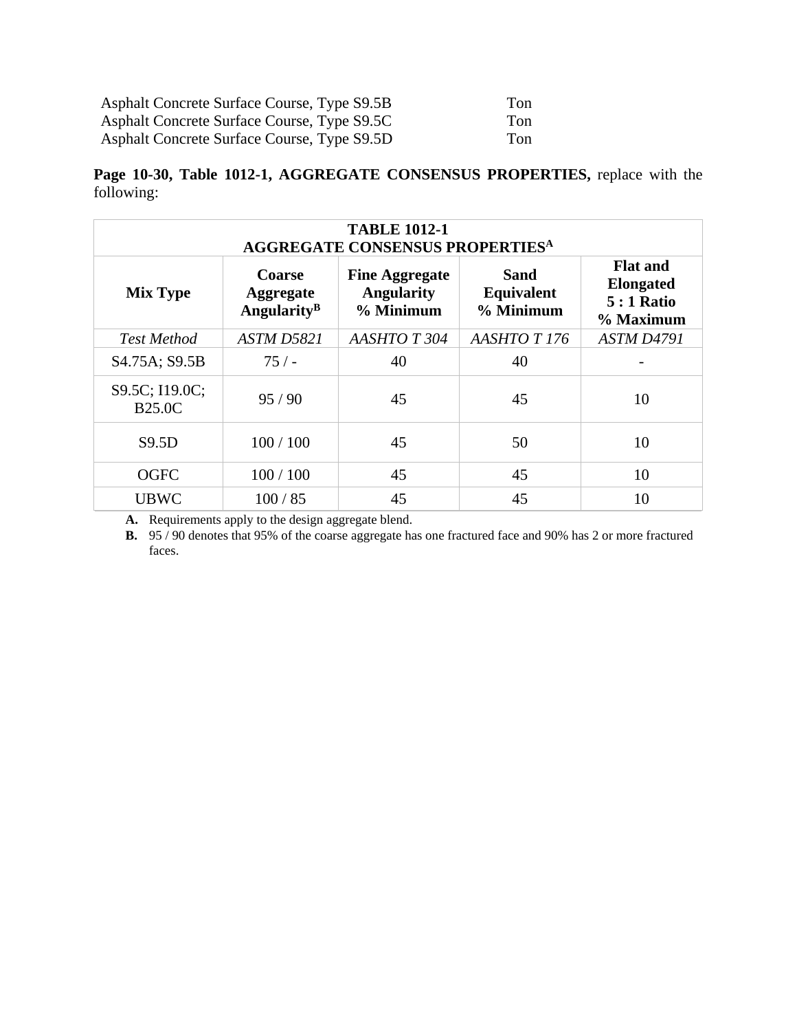| | |
|---|---|
| Asphalt Concrete Surface Course, Type S9.5B | Ton |
| Asphalt Concrete Surface Course, Type S9.5C | Ton |
| Asphalt Concrete Surface Course, Type S9.5D | Ton |

**Page 10-30, Table 1012-1, AGGREGATE CONSENSUS PROPERTIES,** replace with the following:

**TABLE 1012-1**
**AGGREGATE CONSENSUS PROPERTIES[A]**

| Mix Type | Coarse Aggregate Angularity[B] | Fine Aggregate Angularity % Minimum | Sand Equivalent % Minimum | Flat and Elongated 5 : 1 Ratio % Maximum |
|---|---|---|---|---|
| *Test Method* | *ASTM D5821* | *AASHTO T 304* | *AASHTO T 176* | *ASTM D4791* |
| S4.75A; S9.5B | 75 / - | 40 | 40 | - |
| S9.5C; I19.0C; B25.0C | 95 / 90 | 45 | 45 | 10 |
| S9.5D | 100 / 100 | 45 | 50 | 10 |
| OGFC | 100 / 100 | 45 | 45 | 10 |
| UBWC | 100 / 85 | 45 | 45 | 10 |

**A.** Requirements apply to the design aggregate blend.

**B.** 95 / 90 denotes that 95% of the coarse aggregate has one fractured face and 90% has 2 or more fractured faces.